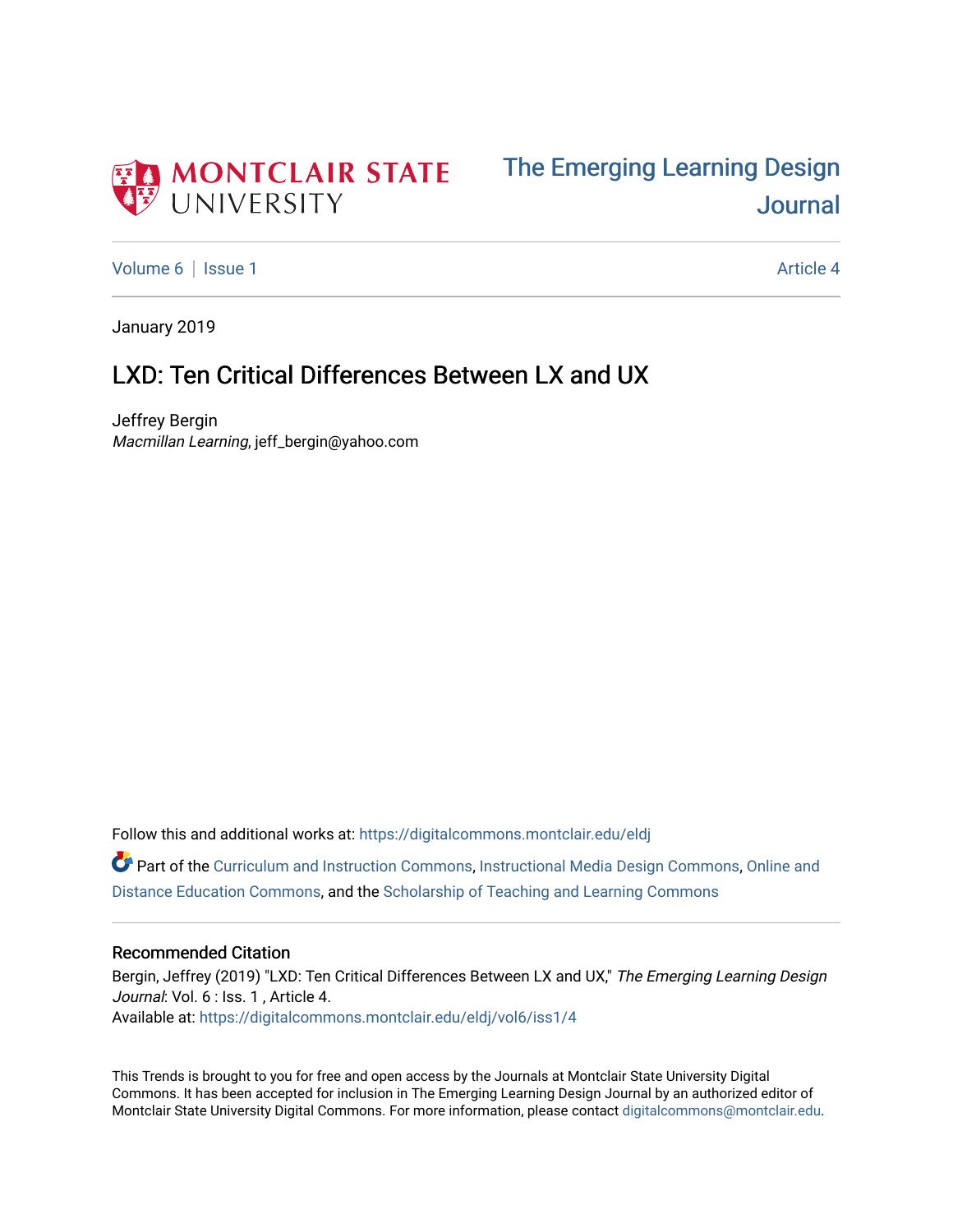Montclair State University

# The Emerging Learning Design Journal

Volume 6 | Issue 1 | Article 4

January 2019

## LXD: Ten Critical Differences Between LX and UX

Jeffrey Bergin
*Macmillan Learning*, jeff_bergin@yahoo.com

Follow this and additional works at: https://digitalcommons.montclair.edu/eldj

Part of the Curriculum and Instruction Commons, Instructional Media Design Commons, Online and Distance Education Commons, and the Scholarship of Teaching and Learning Commons

### Recommended Citation

Bergin, Jeffrey (2019) "LXD: Ten Critical Differences Between LX and UX," *The Emerging Learning Design Journal*: Vol. 6 : Iss. 1 , Article 4.
Available at: https://digitalcommons.montclair.edu/eldj/vol6/iss1/4

This Trends is brought to you for free and open access by the Journals at Montclair State University Digital Commons. It has been accepted for inclusion in The Emerging Learning Design Journal by an authorized editor of Montclair State University Digital Commons. For more information, please contact digitalcommons@montclair.edu.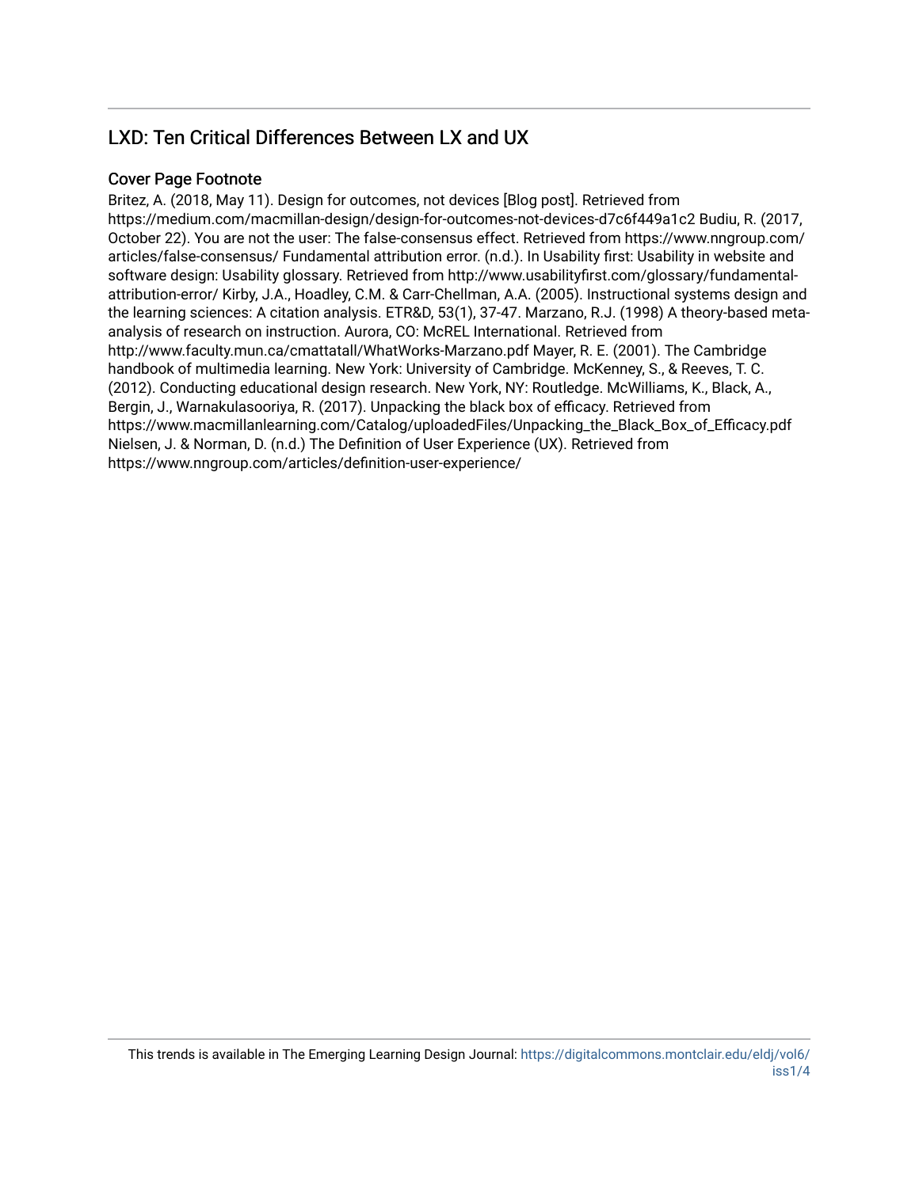## LXD: Ten Critical Differences Between LX and UX

### Cover Page Footnote

Britez, A. (2018, May 11). Design for outcomes, not devices [Blog post]. Retrieved from https://medium.com/macmillan-design/design-for-outcomes-not-devices-d7c6f449a1c2 Budiu, R. (2017, October 22). You are not the user: The false-consensus effect. Retrieved from https://www.nngroup.com/articles/false-consensus/ Fundamental attribution error. (n.d.). In Usability first: Usability in website and software design: Usability glossary. Retrieved from http://www.usabilityfirst.com/glossary/fundamental-attribution-error/ Kirby, J.A., Hoadley, C.M. & Carr-Chellman, A.A. (2005). Instructional systems design and the learning sciences: A citation analysis. ETR&D, 53(1), 37-47. Marzano, R.J. (1998) A theory-based meta-analysis of research on instruction. Aurora, CO: McREL International. Retrieved from http://www.faculty.mun.ca/cmattatall/WhatWorks-Marzano.pdf Mayer, R. E. (2001). The Cambridge handbook of multimedia learning. New York: University of Cambridge. McKenney, S., & Reeves, T. C. (2012). Conducting educational design research. New York, NY: Routledge. McWilliams, K., Black, A., Bergin, J., Warnakulasooriya, R. (2017). Unpacking the black box of efficacy. Retrieved from https://www.macmillanlearning.com/Catalog/uploadedFiles/Unpacking_the_Black_Box_of_Efficacy.pdf Nielsen, J. & Norman, D. (n.d.) The Definition of User Experience (UX). Retrieved from https://www.nngroup.com/articles/definition-user-experience/

This trends is available in The Emerging Learning Design Journal: https://digitalcommons.montclair.edu/eldj/vol6/iss1/4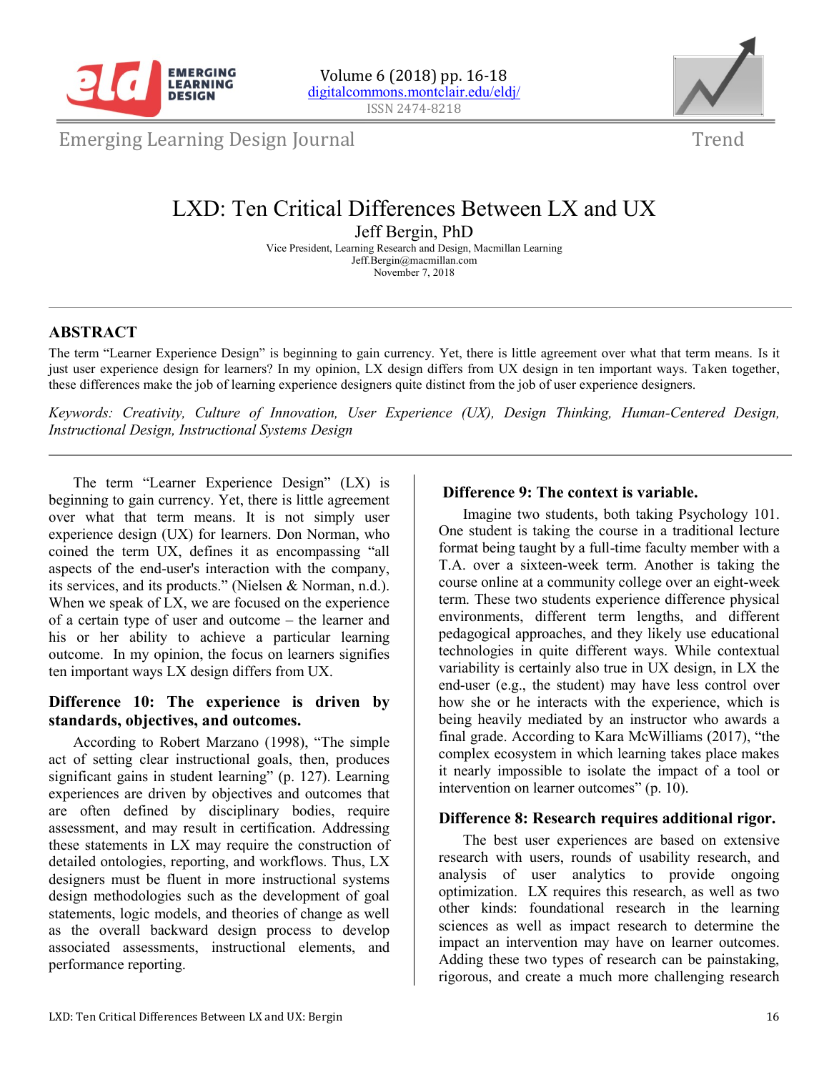# LXD: Ten Critical Differences Between LX and UX

Jeff Bergin, PhD

Vice President, Learning Research and Design, Macmillan Learning

Jeff.Bergin@macmillan.com

November 7, 2018

## ABSTRACT

The term "Learner Experience Design" is beginning to gain currency. Yet, there is little agreement over what that term means. Is it just user experience design for learners? In my opinion, LX design differs from UX design in ten important ways. Taken together, these differences make the job of learning experience designers quite distinct from the job of user experience designers.

*Keywords: Creativity, Culture of Innovation, User Experience (UX), Design Thinking, Human-Centered Design, Instructional Design, Instructional Systems Design*

The term "Learner Experience Design" (LX) is beginning to gain currency. Yet, there is little agreement over what that term means. It is not simply user experience design (UX) for learners. Don Norman, who coined the term UX, defines it as encompassing "all aspects of the end-user's interaction with the company, its services, and its products." (Nielsen & Norman, n.d.). When we speak of LX, we are focused on the experience of a certain type of user and outcome – the learner and his or her ability to achieve a particular learning outcome. In my opinion, the focus on learners signifies ten important ways LX design differs from UX.

### Difference 10: The experience is driven by standards, objectives, and outcomes.

According to Robert Marzano (1998), "The simple act of setting clear instructional goals, then, produces significant gains in student learning" (p. 127). Learning experiences are driven by objectives and outcomes that are often defined by disciplinary bodies, require assessment, and may result in certification. Addressing these statements in LX may require the construction of detailed ontologies, reporting, and workflows. Thus, LX designers must be fluent in more instructional systems design methodologies such as the development of goal statements, logic models, and theories of change as well as the overall backward design process to develop associated assessments, instructional elements, and performance reporting.

### Difference 9: The context is variable.

Imagine two students, both taking Psychology 101. One student is taking the course in a traditional lecture format being taught by a full-time faculty member with a T.A. over a sixteen-week term. Another is taking the course online at a community college over an eight-week term. These two students experience difference physical environments, different term lengths, and different pedagogical approaches, and they likely use educational technologies in quite different ways. While contextual variability is certainly also true in UX design, in LX the end-user (e.g., the student) may have less control over how she or he interacts with the experience, which is being heavily mediated by an instructor who awards a final grade. According to Kara McWilliams (2017), "the complex ecosystem in which learning takes place makes it nearly impossible to isolate the impact of a tool or intervention on learner outcomes" (p. 10).

### Difference 8: Research requires additional rigor.

The best user experiences are based on extensive research with users, rounds of usability research, and analysis of user analytics to provide ongoing optimization. LX requires this research, as well as two other kinds: foundational research in the learning sciences as well as impact research to determine the impact an intervention may have on learner outcomes. Adding these two types of research can be painstaking, rigorous, and create a much more challenging research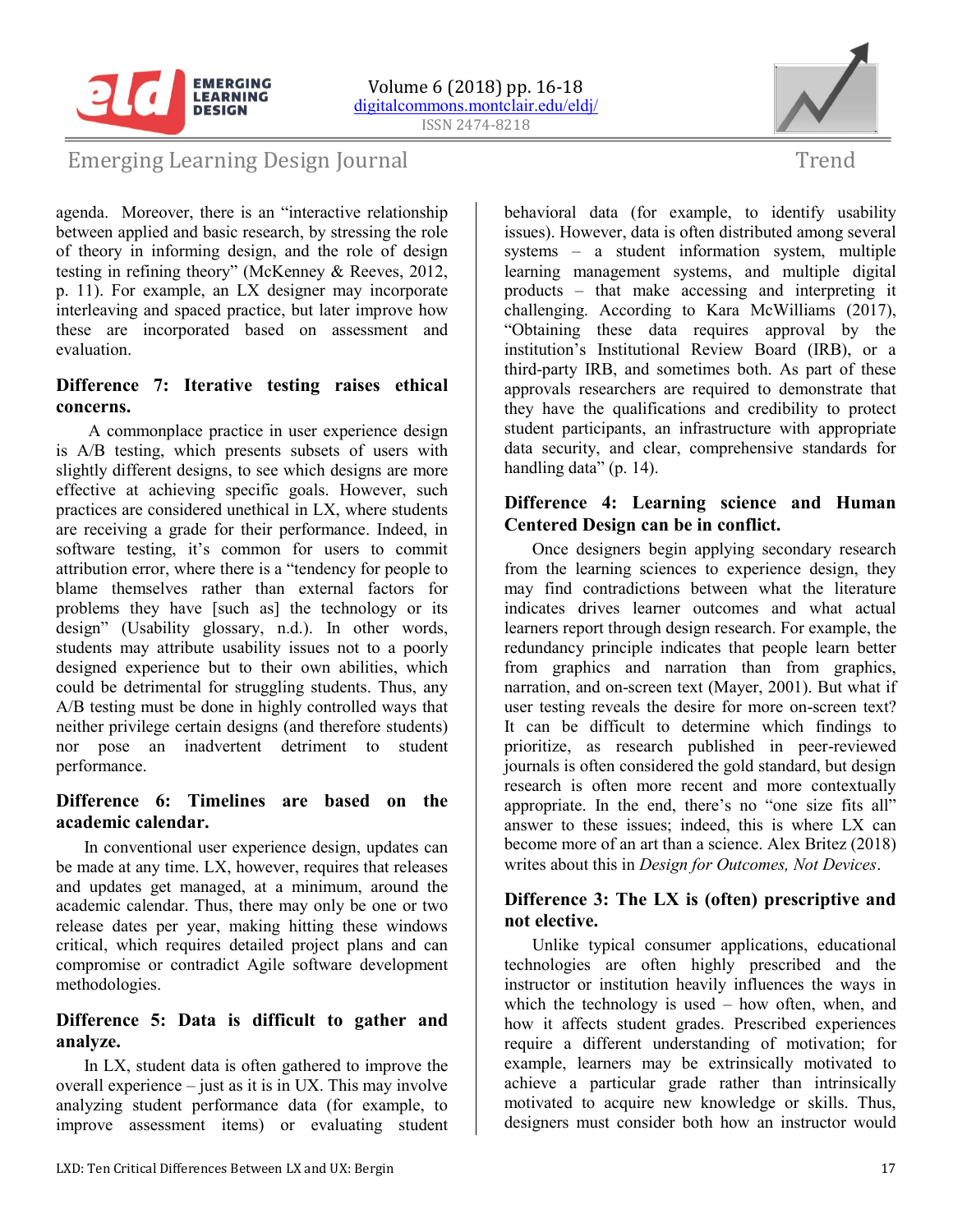agenda. Moreover, there is an "interactive relationship between applied and basic research, by stressing the role of theory in informing design, and the role of design testing in refining theory" (McKenney & Reeves, 2012, p. 11). For example, an LX designer may incorporate interleaving and spaced practice, but later improve how these are incorporated based on assessment and evaluation.

### Difference 7: Iterative testing raises ethical concerns.

A commonplace practice in user experience design is A/B testing, which presents subsets of users with slightly different designs, to see which designs are more effective at achieving specific goals. However, such practices are considered unethical in LX, where students are receiving a grade for their performance. Indeed, in software testing, it's common for users to commit attribution error, where there is a "tendency for people to blame themselves rather than external factors for problems they have [such as] the technology or its design" (Usability glossary, n.d.). In other words, students may attribute usability issues not to a poorly designed experience but to their own abilities, which could be detrimental for struggling students. Thus, any A/B testing must be done in highly controlled ways that neither privilege certain designs (and therefore students) nor pose an inadvertent detriment to student performance.

### Difference 6: Timelines are based on the academic calendar.

In conventional user experience design, updates can be made at any time. LX, however, requires that releases and updates get managed, at a minimum, around the academic calendar. Thus, there may only be one or two release dates per year, making hitting these windows critical, which requires detailed project plans and can compromise or contradict Agile software development methodologies.

### Difference 5: Data is difficult to gather and analyze.

In LX, student data is often gathered to improve the overall experience – just as it is in UX. This may involve analyzing student performance data (for example, to improve assessment items) or evaluating student behavioral data (for example, to identify usability issues). However, data is often distributed among several systems – a student information system, multiple learning management systems, and multiple digital products – that make accessing and interpreting it challenging. According to Kara McWilliams (2017), "Obtaining these data requires approval by the institution's Institutional Review Board (IRB), or a third-party IRB, and sometimes both. As part of these approvals researchers are required to demonstrate that they have the qualifications and credibility to protect student participants, an infrastructure with appropriate data security, and clear, comprehensive standards for handling data" (p. 14).

### Difference 4: Learning science and Human Centered Design can be in conflict.

Once designers begin applying secondary research from the learning sciences to experience design, they may find contradictions between what the literature indicates drives learner outcomes and what actual learners report through design research. For example, the redundancy principle indicates that people learn better from graphics and narration than from graphics, narration, and on-screen text (Mayer, 2001). But what if user testing reveals the desire for more on-screen text? It can be difficult to determine which findings to prioritize, as research published in peer-reviewed journals is often considered the gold standard, but design research is often more recent and more contextually appropriate. In the end, there's no "one size fits all" answer to these issues; indeed, this is where LX can become more of an art than a science. Alex Britez (2018) writes about this in *Design for Outcomes, Not Devices*.

### Difference 3: The LX is (often) prescriptive and not elective.

Unlike typical consumer applications, educational technologies are often highly prescribed and the instructor or institution heavily influences the ways in which the technology is used – how often, when, and how it affects student grades. Prescribed experiences require a different understanding of motivation; for example, learners may be extrinsically motivated to achieve a particular grade rather than intrinsically motivated to acquire new knowledge or skills. Thus, designers must consider both how an instructor would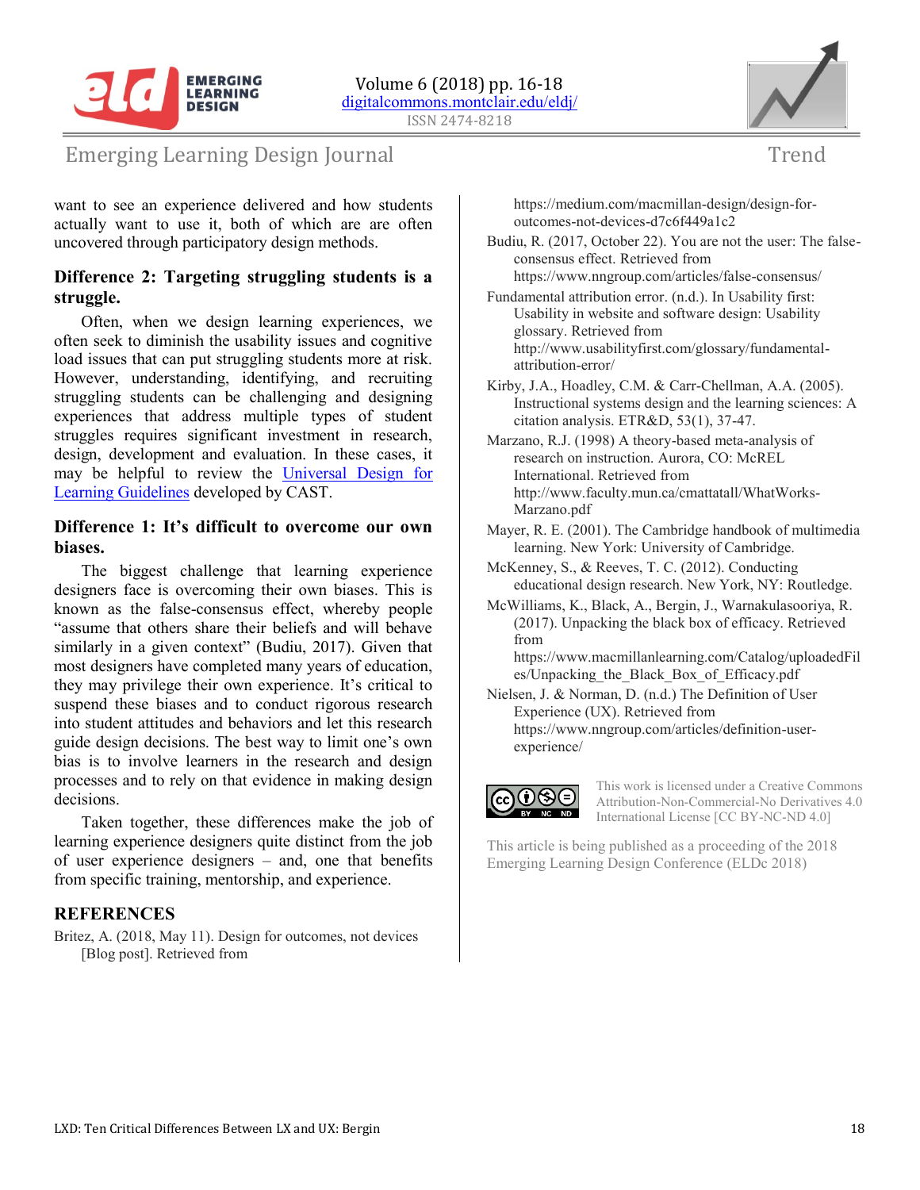want to see an experience delivered and how students actually want to use it, both of which are are often uncovered through participatory design methods.

### Difference 2: Targeting struggling students is a struggle.

Often, when we design learning experiences, we often seek to diminish the usability issues and cognitive load issues that can put struggling students more at risk. However, understanding, identifying, and recruiting struggling students can be challenging and designing experiences that address multiple types of student struggles requires significant investment in research, design, development and evaluation. In these cases, it may be helpful to review the [Universal Design for Learning Guidelines](#) developed by CAST.

### Difference 1: It's difficult to overcome our own biases.

The biggest challenge that learning experience designers face is overcoming their own biases. This is known as the false-consensus effect, whereby people "assume that others share their beliefs and will behave similarly in a given context" (Budiu, 2017). Given that most designers have completed many years of education, they may privilege their own experience. It's critical to suspend these biases and to conduct rigorous research into student attitudes and behaviors and let this research guide design decisions. The best way to limit one's own bias is to involve learners in the research and design processes and to rely on that evidence in making design decisions.

Taken together, these differences make the job of learning experience designers quite distinct from the job of user experience designers – and, one that benefits from specific training, mentorship, and experience.

## REFERENCES

Britez, A. (2018, May 11). Design for outcomes, not devices [Blog post]. Retrieved from https://medium.com/macmillan-design/design-for-outcomes-not-devices-d7c6f449a1c2

Budiu, R. (2017, October 22). You are not the user: The false-consensus effect. Retrieved from https://www.nngroup.com/articles/false-consensus/

Fundamental attribution error. (n.d.). In Usability first: Usability in website and software design: Usability glossary. Retrieved from http://www.usabilityfirst.com/glossary/fundamental-attribution-error/

Kirby, J.A., Hoadley, C.M. & Carr-Chellman, A.A. (2005). Instructional systems design and the learning sciences: A citation analysis. ETR&D, 53(1), 37-47.

Marzano, R.J. (1998) A theory-based meta-analysis of research on instruction. Aurora, CO: McREL International. Retrieved from http://www.faculty.mun.ca/cmattatall/WhatWorks-Marzano.pdf

Mayer, R. E. (2001). The Cambridge handbook of multimedia learning. New York: University of Cambridge.

McKenney, S., & Reeves, T. C. (2012). Conducting educational design research. New York, NY: Routledge.

McWilliams, K., Black, A., Bergin, J., Warnakulasooriya, R. (2017). Unpacking the black box of efficacy. Retrieved from https://www.macmillanlearning.com/Catalog/uploadedFiles/Unpacking_the_Black_Box_of_Efficacy.pdf

Nielsen, J. & Norman, D. (n.d.) The Definition of User Experience (UX). Retrieved from https://www.nngroup.com/articles/definition-user-experience/

This work is licensed under a Creative Commons Attribution-Non-Commercial-No Derivatives 4.0 International License [CC BY-NC-ND 4.0]

This article is being published as a proceeding of the 2018 Emerging Learning Design Conference (ELDc 2018)